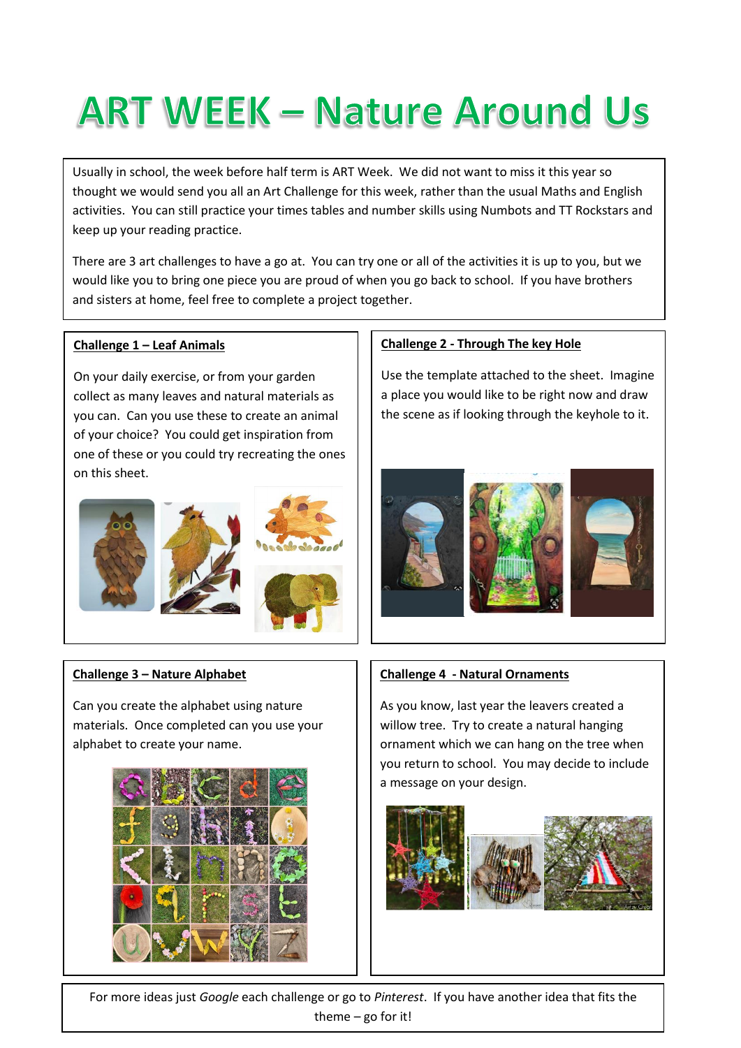# ART WEEK – Nature Around Us

Usually in school, the week before half term is ART Week. We did not want to miss it this year so thought we would send you all an Art Challenge for this week, rather than the usual Maths and English activities. You can still practice your times tables and number skills using Numbots and TT Rockstars and keep up your reading practice.

There are 3 art challenges to have a go at. You can try one or all of the activities it is up to you, but we would like you to bring one piece you are proud of when you go back to school. If you have brothers and sisters at home, feel free to complete a project together.

## Challenge 1 – Leaf Animals

On your daily exercise, or from your garden collect as many leaves and natural materials as you can. Can you use these to create an animal of your choice? You could get inspiration from one of these or you could try recreating the ones on this sheet.

## Challenge 2 - Through The key Hole

Use the template attached to the sheet. Imagine a place you would like to be right now and draw the scene as if looking through the keyhole to it.

## Challenge 3 – Nature Alphabet

Can you create the alphabet using nature materials. Once completed can you use your alphabet to create your name.

## Challenge 4 - Natural Ornaments

As you know, last year the leavers created a willow tree. Try to create a natural hanging ornament which we can hang on the tree when you return to school. You may decide to include a message on your design.

For more ideas just *Google* each challenge or go to *Pinterest*. If you have another idea that fits the theme – go for it!